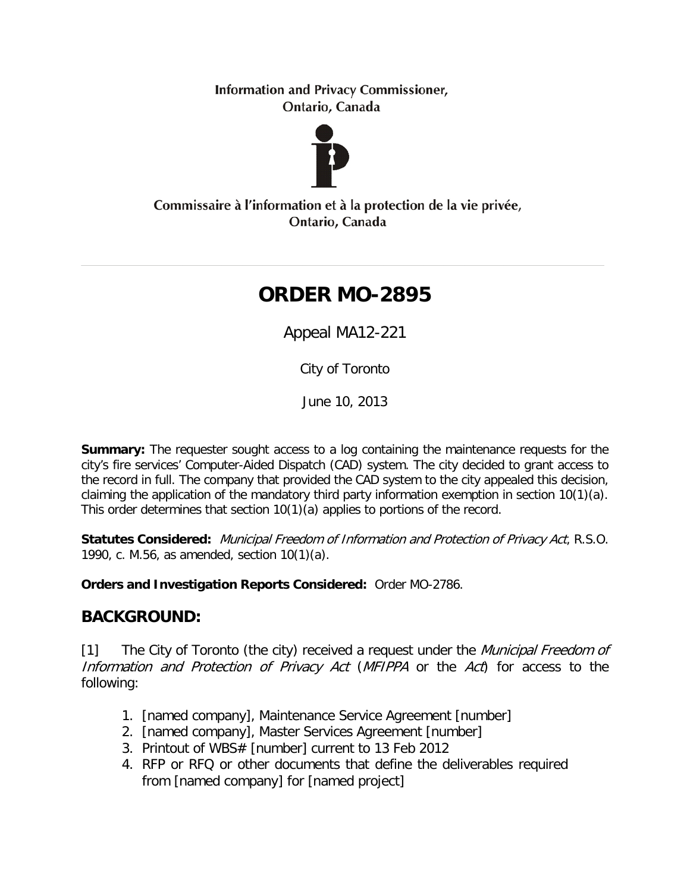Information and Privacy Commissioner,
Ontario, Canada

Commissaire à l'information et à la protection de la vie privée,
Ontario, Canada

# ORDER MO-2895

Appeal MA12-221

City of Toronto

June 10, 2013

**Summary:** The requester sought access to a log containing the maintenance requests for the city's fire services' Computer-Aided Dispatch (CAD) system. The city decided to grant access to the record in full. The company that provided the CAD system to the city appealed this decision, claiming the application of the mandatory third party information exemption in section 10(1)(a). This order determines that section 10(1)(a) applies to portions of the record.

**Statutes Considered:** *Municipal Freedom of Information and Protection of Privacy Act*, R.S.O. 1990, c. M.56, as amended, section 10(1)(a).

**Orders and Investigation Reports Considered:** Order MO-2786.

## BACKGROUND:

[1] The City of Toronto (the city) received a request under the *Municipal Freedom of Information and Protection of Privacy Act* (*MFIPPA* or the *Act*) for access to the following:

1. [named company], Maintenance Service Agreement [number]
2. [named company], Master Services Agreement [number]
3. Printout of WBS# [number] current to 13 Feb 2012
4. RFP or RFQ or other documents that define the deliverables required from [named company] for [named project]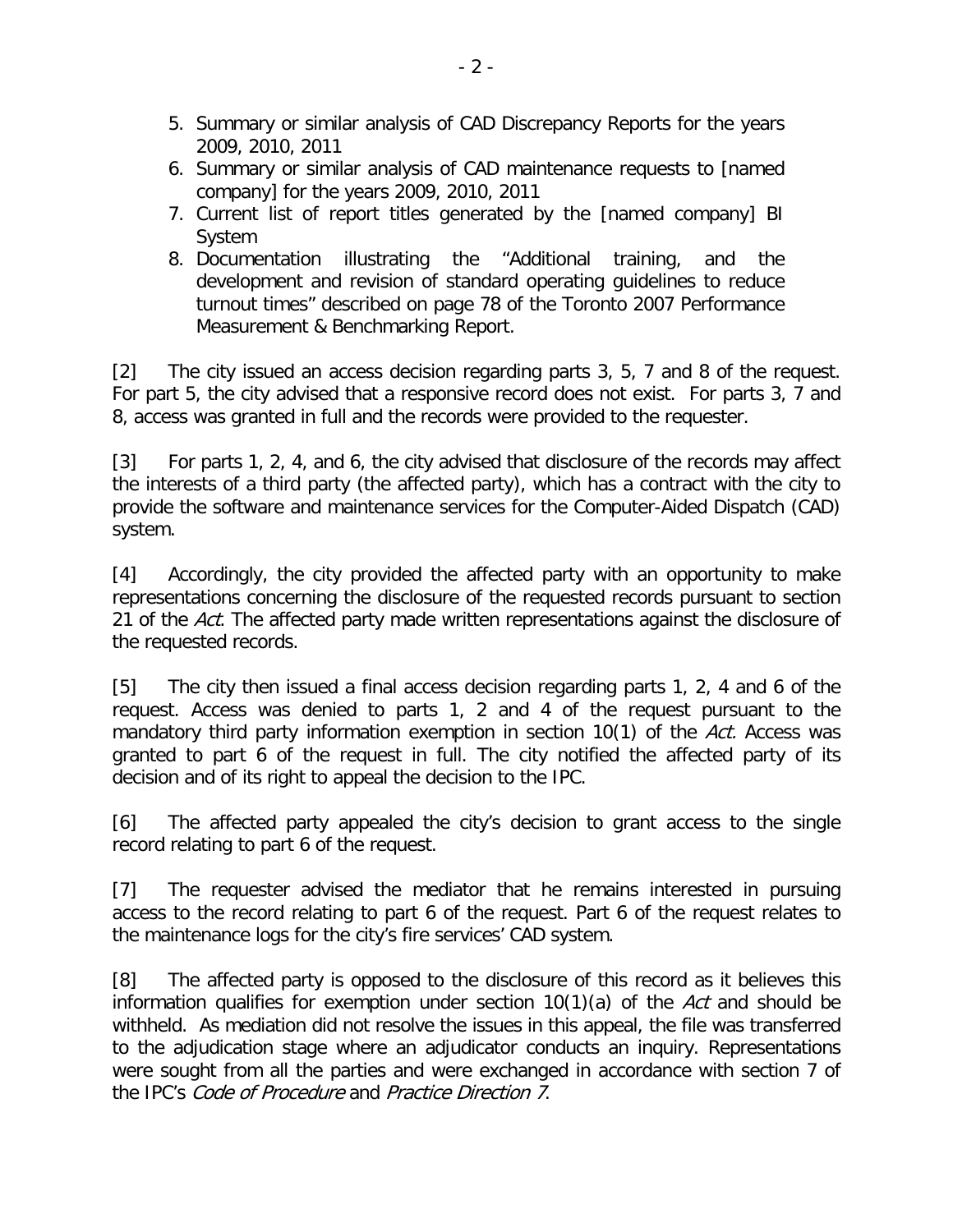5. Summary or similar analysis of CAD Discrepancy Reports for the years 2009, 2010, 2011
6. Summary or similar analysis of CAD maintenance requests to [named company] for the years 2009, 2010, 2011
7. Current list of report titles generated by the [named company] BI System
8. Documentation illustrating the "Additional training, and the development and revision of standard operating guidelines to reduce turnout times" described on page 78 of the Toronto 2007 Performance Measurement & Benchmarking Report.

[2] The city issued an access decision regarding parts 3, 5, 7 and 8 of the request. For part 5, the city advised that a responsive record does not exist. For parts 3, 7 and 8, access was granted in full and the records were provided to the requester.

[3] For parts 1, 2, 4, and 6, the city advised that disclosure of the records may affect the interests of a third party (the affected party), which has a contract with the city to provide the software and maintenance services for the Computer-Aided Dispatch (CAD) system.

[4] Accordingly, the city provided the affected party with an opportunity to make representations concerning the disclosure of the requested records pursuant to section 21 of the *Act*. The affected party made written representations against the disclosure of the requested records.

[5] The city then issued a final access decision regarding parts 1, 2, 4 and 6 of the request. Access was denied to parts 1, 2 and 4 of the request pursuant to the mandatory third party information exemption in section 10(1) of the *Act.* Access was granted to part 6 of the request in full. The city notified the affected party of its decision and of its right to appeal the decision to the IPC.

[6] The affected party appealed the city's decision to grant access to the single record relating to part 6 of the request.

[7] The requester advised the mediator that he remains interested in pursuing access to the record relating to part 6 of the request. Part 6 of the request relates to the maintenance logs for the city's fire services' CAD system.

[8] The affected party is opposed to the disclosure of this record as it believes this information qualifies for exemption under section 10(1)(a) of the *Act* and should be withheld. As mediation did not resolve the issues in this appeal, the file was transferred to the adjudication stage where an adjudicator conducts an inquiry. Representations were sought from all the parties and were exchanged in accordance with section 7 of the IPC's *Code of Procedure* and *Practice Direction 7*.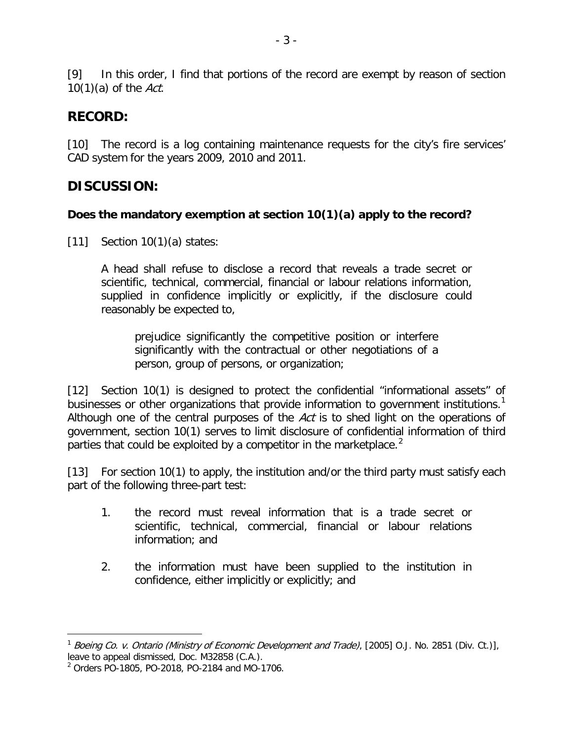[9] In this order, I find that portions of the record are exempt by reason of section 10(1)(a) of the *Act*.

## RECORD:

[10] The record is a log containing maintenance requests for the city's fire services' CAD system for the years 2009, 2010 and 2011.

## DISCUSSION:

### Does the mandatory exemption at section 10(1)(a) apply to the record?

[11] Section 10(1)(a) states:

> A head shall refuse to disclose a record that reveals a trade secret or scientific, technical, commercial, financial or labour relations information, supplied in confidence implicitly or explicitly, if the disclosure could reasonably be expected to,
>
> > prejudice significantly the competitive position or interfere significantly with the contractual or other negotiations of a person, group of persons, or organization;

[12] Section 10(1) is designed to protect the confidential "informational assets" of businesses or other organizations that provide information to government institutions.[1] Although one of the central purposes of the *Act* is to shed light on the operations of government, section 10(1) serves to limit disclosure of confidential information of third parties that could be exploited by a competitor in the marketplace.[2]

[13] For section 10(1) to apply, the institution and/or the third party must satisfy each part of the following three-part test:

1. the record must reveal information that is a trade secret or scientific, technical, commercial, financial or labour relations information; and
2. the information must have been supplied to the institution in confidence, either implicitly or explicitly; and

---

[1] *Boeing Co. v. Ontario (Ministry of Economic Development and Trade)*, [2005] O.J. No. 2851 (Div. Ct.)], leave to appeal dismissed, Doc. M32858 (C.A.).

[2] Orders PO-1805, PO-2018, PO-2184 and MO-1706.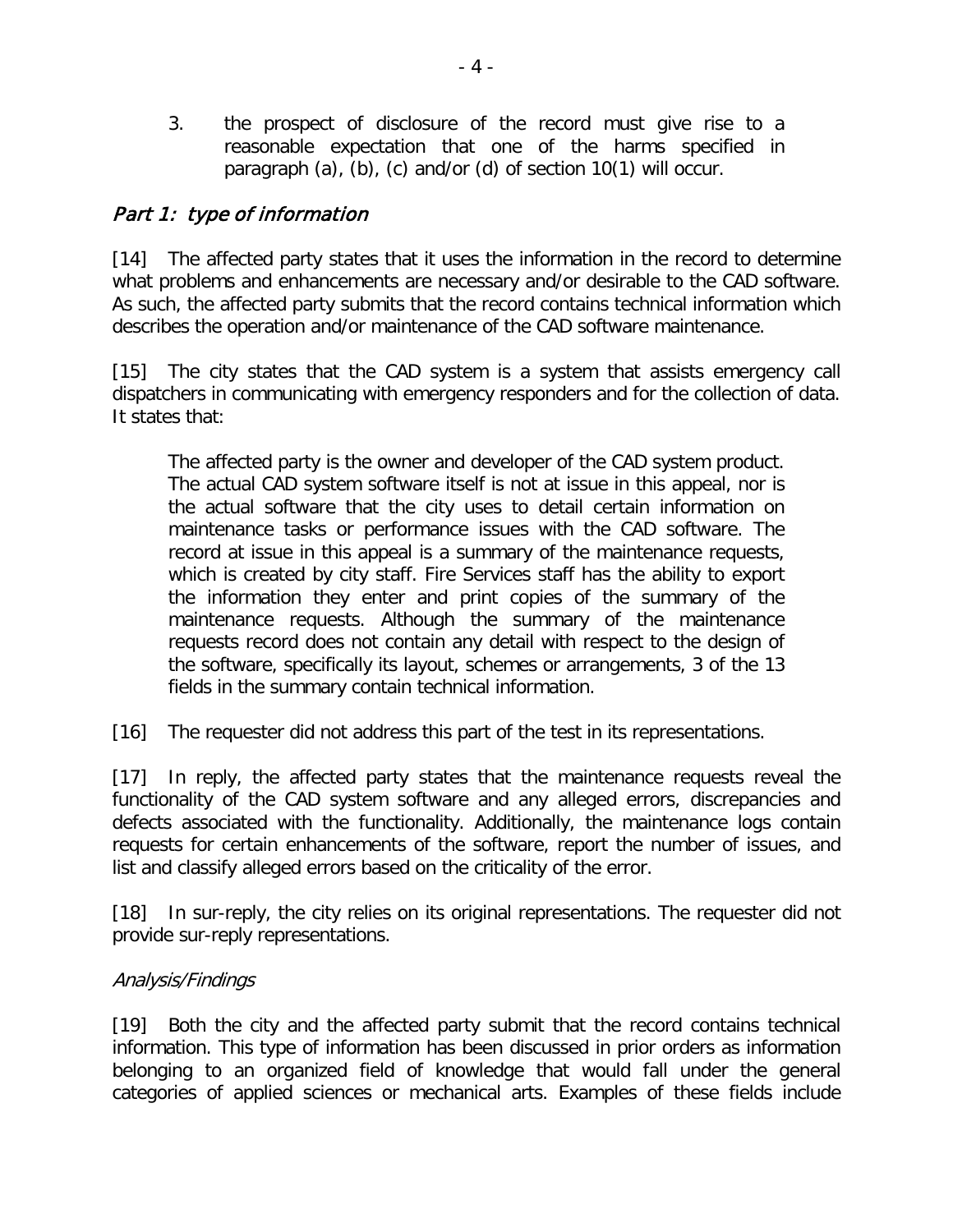3. the prospect of disclosure of the record must give rise to a reasonable expectation that one of the harms specified in paragraph (a), (b), (c) and/or (d) of section 10(1) will occur.

## *Part 1: type of information*

[14] The affected party states that it uses the information in the record to determine what problems and enhancements are necessary and/or desirable to the CAD software. As such, the affected party submits that the record contains technical information which describes the operation and/or maintenance of the CAD software maintenance.

[15] The city states that the CAD system is a system that assists emergency call dispatchers in communicating with emergency responders and for the collection of data. It states that:

> The affected party is the owner and developer of the CAD system product. The actual CAD system software itself is not at issue in this appeal, nor is the actual software that the city uses to detail certain information on maintenance tasks or performance issues with the CAD software. The record at issue in this appeal is a summary of the maintenance requests, which is created by city staff. Fire Services staff has the ability to export the information they enter and print copies of the summary of the maintenance requests. Although the summary of the maintenance requests record does not contain any detail with respect to the design of the software, specifically its layout, schemes or arrangements, 3 of the 13 fields in the summary contain technical information.

[16] The requester did not address this part of the test in its representations.

[17] In reply, the affected party states that the maintenance requests reveal the functionality of the CAD system software and any alleged errors, discrepancies and defects associated with the functionality. Additionally, the maintenance logs contain requests for certain enhancements of the software, report the number of issues, and list and classify alleged errors based on the criticality of the error.

[18] In sur-reply, the city relies on its original representations. The requester did not provide sur-reply representations.

### *Analysis/Findings*

[19] Both the city and the affected party submit that the record contains technical information. This type of information has been discussed in prior orders as information belonging to an organized field of knowledge that would fall under the general categories of applied sciences or mechanical arts. Examples of these fields include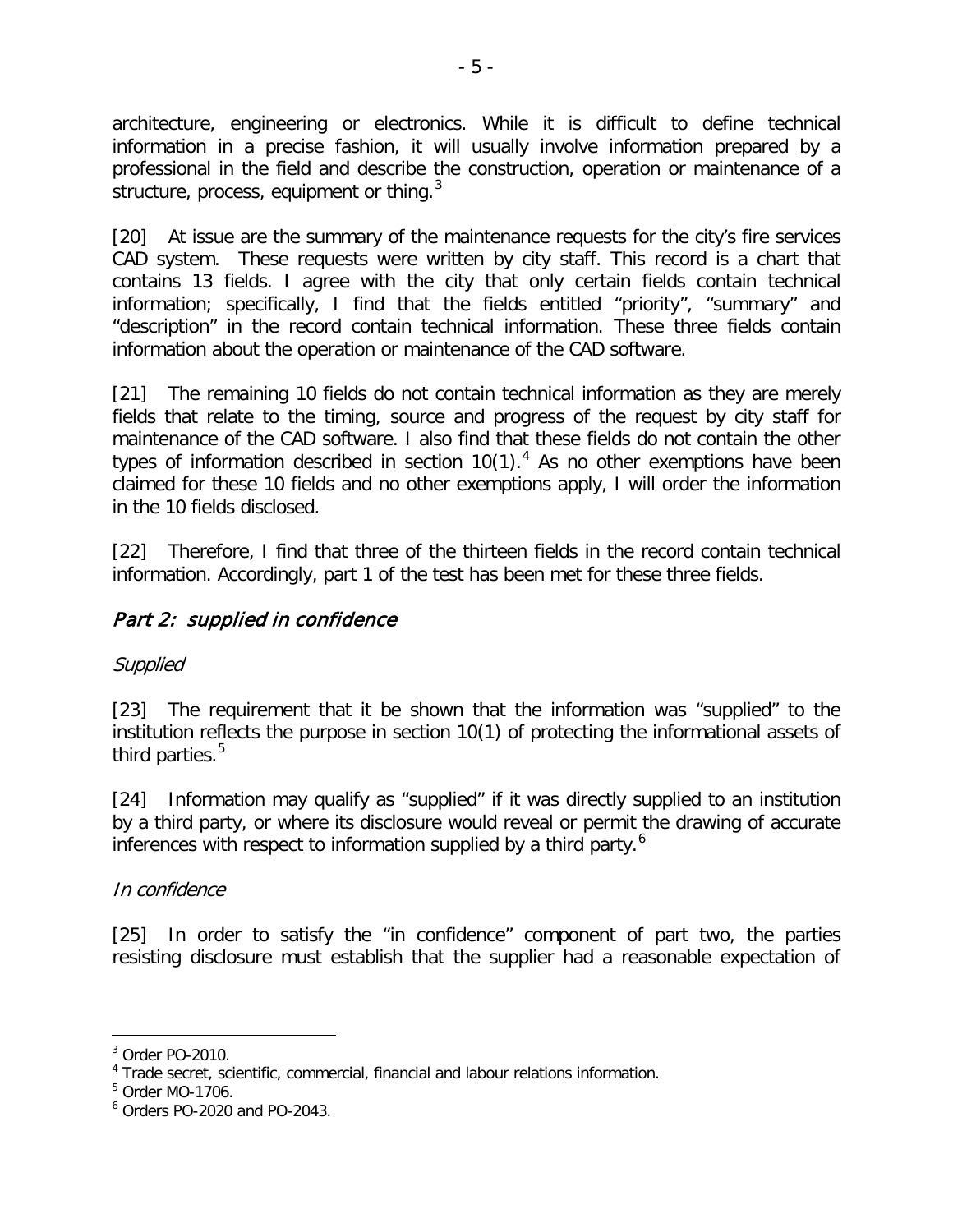architecture, engineering or electronics. While it is difficult to define technical information in a precise fashion, it will usually involve information prepared by a professional in the field and describe the construction, operation or maintenance of a structure, process, equipment or thing.[3]

[20] At issue are the summary of the maintenance requests for the city's fire services CAD system. These requests were written by city staff. This record is a chart that contains 13 fields. I agree with the city that only certain fields contain technical information; specifically, I find that the fields entitled "priority", "summary" and "description" in the record contain technical information. These three fields contain information about the operation or maintenance of the CAD software.

[21] The remaining 10 fields do not contain technical information as they are merely fields that relate to the timing, source and progress of the request by city staff for maintenance of the CAD software. I also find that these fields do not contain the other types of information described in section 10(1).[4] As no other exemptions have been claimed for these 10 fields and no other exemptions apply, I will order the information in the 10 fields disclosed.

[22] Therefore, I find that three of the thirteen fields in the record contain technical information. Accordingly, part 1 of the test has been met for these three fields.

## *Part 2: supplied in confidence*

*Supplied*

[23] The requirement that it be shown that the information was "supplied" to the institution reflects the purpose in section 10(1) of protecting the informational assets of third parties.[5]

[24] Information may qualify as "supplied" if it was directly supplied to an institution by a third party, or where its disclosure would reveal or permit the drawing of accurate inferences with respect to information supplied by a third party.[6]

*In confidence*

[25] In order to satisfy the "in confidence" component of part two, the parties resisting disclosure must establish that the supplier had a reasonable expectation of

---

[3] Order PO-2010.
[4] Trade secret, scientific, commercial, financial and labour relations information.
[5] Order MO-1706.
[6] Orders PO-2020 and PO-2043.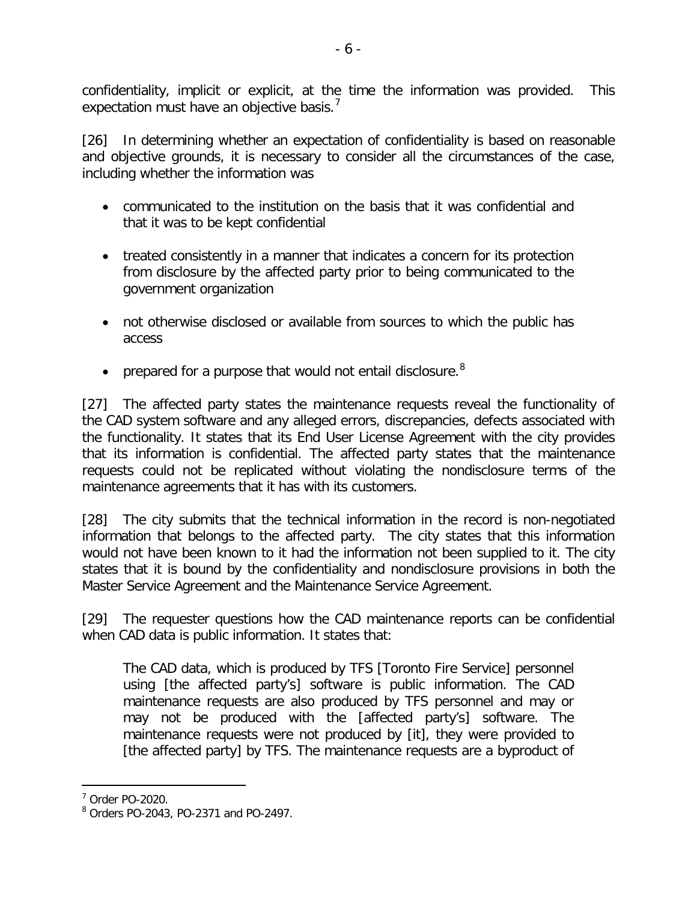confidentiality, implicit or explicit, at the time the information was provided. This expectation must have an objective basis.[7]

[26] In determining whether an expectation of confidentiality is based on reasonable and objective grounds, it is necessary to consider all the circumstances of the case, including whether the information was

- communicated to the institution on the basis that it was confidential and that it was to be kept confidential
- treated consistently in a manner that indicates a concern for its protection from disclosure by the affected party prior to being communicated to the government organization
- not otherwise disclosed or available from sources to which the public has access
- prepared for a purpose that would not entail disclosure.[8]

[27] The affected party states the maintenance requests reveal the functionality of the CAD system software and any alleged errors, discrepancies, defects associated with the functionality. It states that its End User License Agreement with the city provides that its information is confidential. The affected party states that the maintenance requests could not be replicated without violating the nondisclosure terms of the maintenance agreements that it has with its customers.

[28] The city submits that the technical information in the record is non-negotiated information that belongs to the affected party. The city states that this information would not have been known to it had the information not been supplied to it. The city states that it is bound by the confidentiality and nondisclosure provisions in both the Master Service Agreement and the Maintenance Service Agreement.

[29] The requester questions how the CAD maintenance reports can be confidential when CAD data is public information. It states that:

> The CAD data, which is produced by TFS [Toronto Fire Service] personnel using [the affected party's] software is public information. The CAD maintenance requests are also produced by TFS personnel and may or may not be produced with the [affected party's] software. The maintenance requests were not produced by [it], they were provided to [the affected party] by TFS. The maintenance requests are a byproduct of

---

[7] Order PO-2020.

[8] Orders PO-2043, PO-2371 and PO-2497.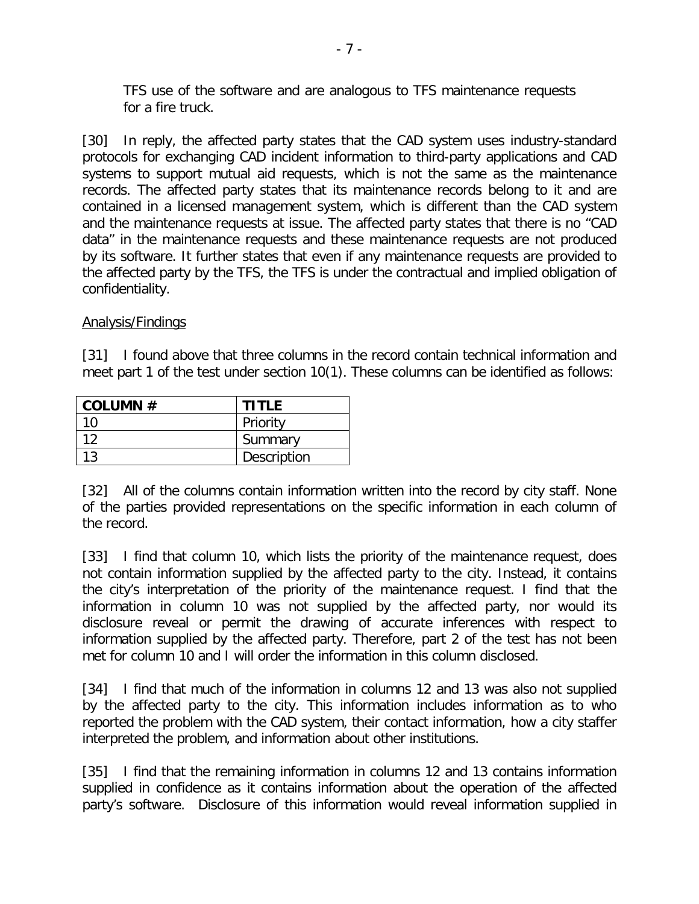TFS use of the software and are analogous to TFS maintenance requests for a fire truck.

[30] In reply, the affected party states that the CAD system uses industry-standard protocols for exchanging CAD incident information to third-party applications and CAD systems to support mutual aid requests, which is not the same as the maintenance records. The affected party states that its maintenance records belong to it and are contained in a licensed management system, which is different than the CAD system and the maintenance requests at issue. The affected party states that there is no "CAD data" in the maintenance requests and these maintenance requests are not produced by its software. It further states that even if any maintenance requests are provided to the affected party by the TFS, the TFS is under the contractual and implied obligation of confidentiality.

Analysis/Findings

[31] I found above that three columns in the record contain technical information and meet part 1 of the test under section 10(1). These columns can be identified as follows:

| COLUMN # | TITLE |
|---|---|
| 10 | Priority |
| 12 | Summary |
| 13 | Description |

[32] All of the columns contain information written into the record by city staff. None of the parties provided representations on the specific information in each column of the record.

[33] I find that column 10, which lists the priority of the maintenance request, does not contain information supplied by the affected party to the city. Instead, it contains the city's interpretation of the priority of the maintenance request. I find that the information in column 10 was not supplied by the affected party, nor would its disclosure reveal or permit the drawing of accurate inferences with respect to information supplied by the affected party. Therefore, part 2 of the test has not been met for column 10 and I will order the information in this column disclosed.

[34] I find that much of the information in columns 12 and 13 was also not supplied by the affected party to the city. This information includes information as to who reported the problem with the CAD system, their contact information, how a city staffer interpreted the problem, and information about other institutions.

[35] I find that the remaining information in columns 12 and 13 contains information supplied in confidence as it contains information about the operation of the affected party's software. Disclosure of this information would reveal information supplied in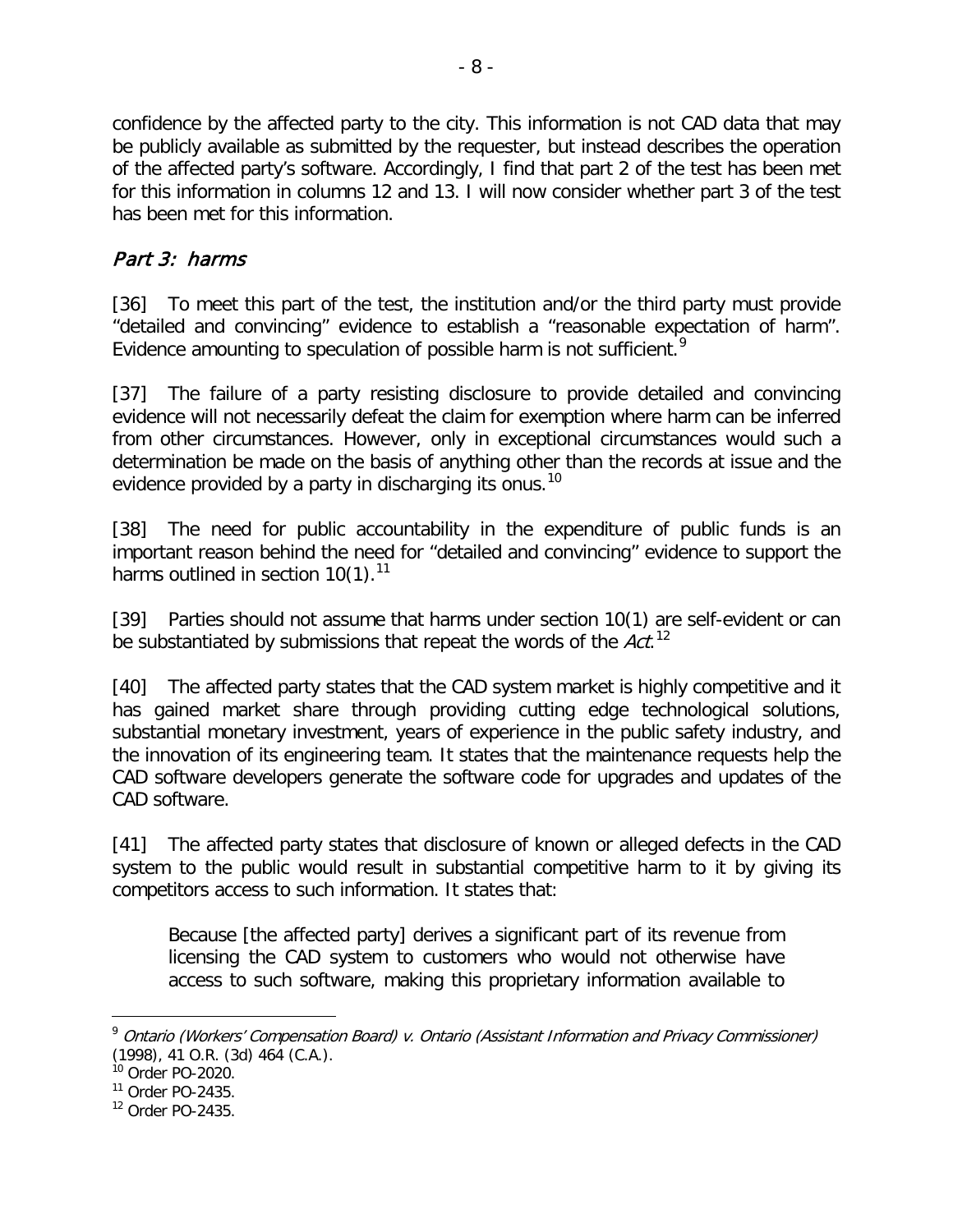confidence by the affected party to the city. This information is not CAD data that may be publicly available as submitted by the requester, but instead describes the operation of the affected party's software. Accordingly, I find that part 2 of the test has been met for this information in columns 12 and 13. I will now consider whether part 3 of the test has been met for this information.

### *Part 3: harms*

[36] To meet this part of the test, the institution and/or the third party must provide "detailed and convincing" evidence to establish a "reasonable expectation of harm". Evidence amounting to speculation of possible harm is not sufficient.[9]

[37] The failure of a party resisting disclosure to provide detailed and convincing evidence will not necessarily defeat the claim for exemption where harm can be inferred from other circumstances. However, only in exceptional circumstances would such a determination be made on the basis of anything other than the records at issue and the evidence provided by a party in discharging its onus.[10]

[38] The need for public accountability in the expenditure of public funds is an important reason behind the need for "detailed and convincing" evidence to support the harms outlined in section 10(1).[11]

[39] Parties should not assume that harms under section 10(1) are self-evident or can be substantiated by submissions that repeat the words of the *Act*.[12]

[40] The affected party states that the CAD system market is highly competitive and it has gained market share through providing cutting edge technological solutions, substantial monetary investment, years of experience in the public safety industry, and the innovation of its engineering team. It states that the maintenance requests help the CAD software developers generate the software code for upgrades and updates of the CAD software.

[41] The affected party states that disclosure of known or alleged defects in the CAD system to the public would result in substantial competitive harm to it by giving its competitors access to such information. It states that:

> Because [the affected party] derives a significant part of its revenue from licensing the CAD system to customers who would not otherwise have access to such software, making this proprietary information available to

---

[9] *Ontario (Workers' Compensation Board) v. Ontario (Assistant Information and Privacy Commissioner)* (1998), 41 O.R. (3d) 464 (C.A.).

[10] Order PO-2020.

[11] Order PO-2435.

[12] Order PO-2435.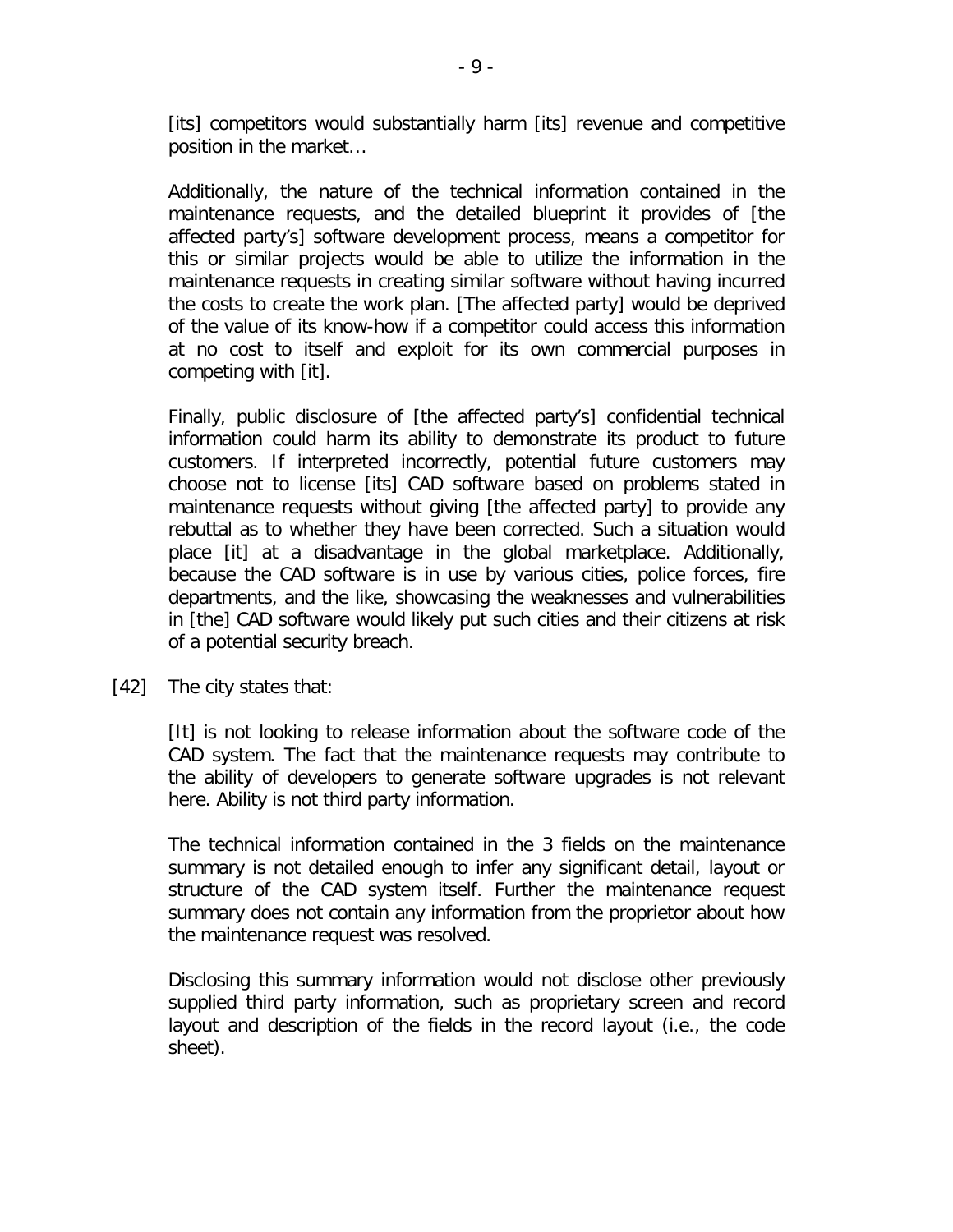[its] competitors would substantially harm [its] revenue and competitive position in the market…

> Additionally, the nature of the technical information contained in the maintenance requests, and the detailed blueprint it provides of [the affected party's] software development process, means a competitor for this or similar projects would be able to utilize the information in the maintenance requests in creating similar software without having incurred the costs to create the work plan. [The affected party] would be deprived of the value of its know-how if a competitor could access this information at no cost to itself and exploit for its own commercial purposes in competing with [it].
>
> Finally, public disclosure of [the affected party's] confidential technical information could harm its ability to demonstrate its product to future customers. If interpreted incorrectly, potential future customers may choose not to license [its] CAD software based on problems stated in maintenance requests without giving [the affected party] to provide any rebuttal as to whether they have been corrected. Such a situation would place [it] at a disadvantage in the global marketplace. Additionally, because the CAD software is in use by various cities, police forces, fire departments, and the like, showcasing the weaknesses and vulnerabilities in [the] CAD software would likely put such cities and their citizens at risk of a potential security breach.

[42] The city states that:

> [It] is not looking to release information about the software code of the CAD system. The fact that the maintenance requests may contribute to the ability of developers to generate software upgrades is not relevant here. Ability is not third party information.
>
> The technical information contained in the 3 fields on the maintenance summary is not detailed enough to infer any significant detail, layout or structure of the CAD system itself. Further the maintenance request summary does not contain any information from the proprietor about how the maintenance request was resolved.
>
> Disclosing this summary information would not disclose other previously supplied third party information, such as proprietary screen and record layout and description of the fields in the record layout (i.e., the code sheet).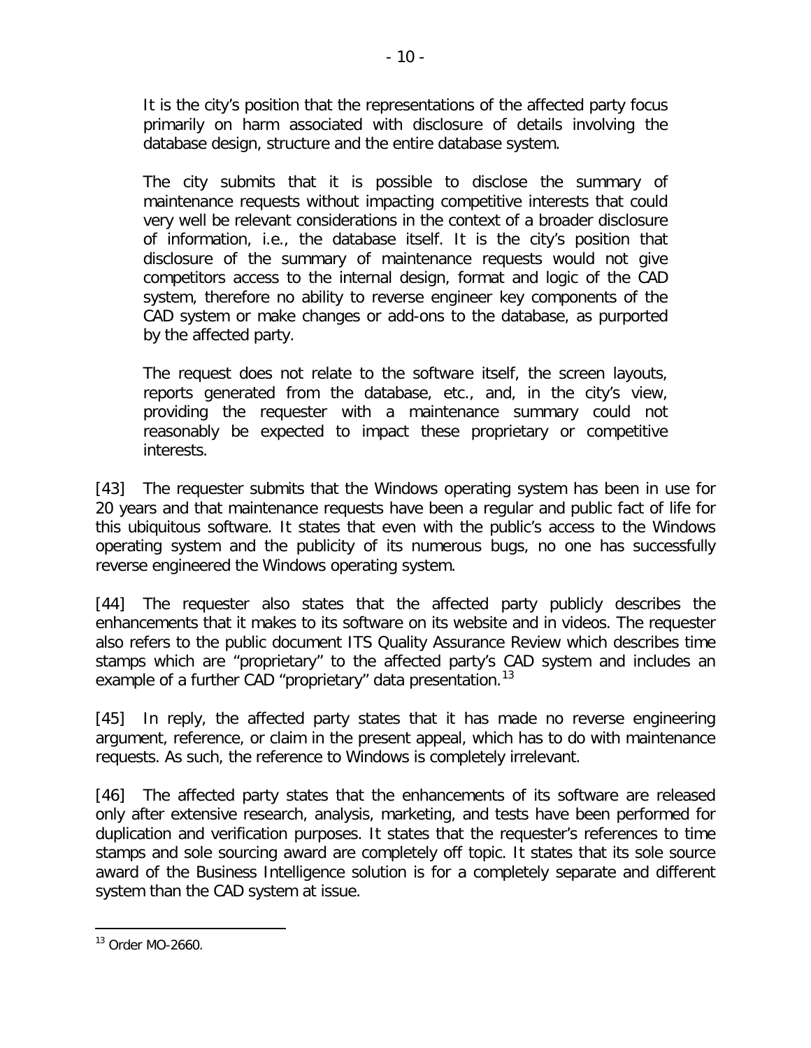> It is the city's position that the representations of the affected party focus primarily on harm associated with disclosure of details involving the database design, structure and the entire database system.
>
> The city submits that it is possible to disclose the summary of maintenance requests without impacting competitive interests that could very well be relevant considerations in the context of a broader disclosure of information, i.e., the database itself. It is the city's position that disclosure of the summary of maintenance requests would not give competitors access to the internal design, format and logic of the CAD system, therefore no ability to reverse engineer key components of the CAD system or make changes or add-ons to the database, as purported by the affected party.
>
> The request does not relate to the software itself, the screen layouts, reports generated from the database, etc., and, in the city's view, providing the requester with a maintenance summary could not reasonably be expected to impact these proprietary or competitive interests.

[43] The requester submits that the Windows operating system has been in use for 20 years and that maintenance requests have been a regular and public fact of life for this ubiquitous software. It states that even with the public's access to the Windows operating system and the publicity of its numerous bugs, no one has successfully reverse engineered the Windows operating system.

[44] The requester also states that the affected party publicly describes the enhancements that it makes to its software on its website and in videos. The requester also refers to the public document ITS Quality Assurance Review which describes time stamps which are "proprietary" to the affected party's CAD system and includes an example of a further CAD "proprietary" data presentation.[13]

[45] In reply, the affected party states that it has made no reverse engineering argument, reference, or claim in the present appeal, which has to do with maintenance requests. As such, the reference to Windows is completely irrelevant.

[46] The affected party states that the enhancements of its software are released only after extensive research, analysis, marketing, and tests have been performed for duplication and verification purposes. It states that the requester's references to time stamps and sole sourcing award are completely off topic. It states that its sole source award of the Business Intelligence solution is for a completely separate and different system than the CAD system at issue.

---

[13] Order MO-2660.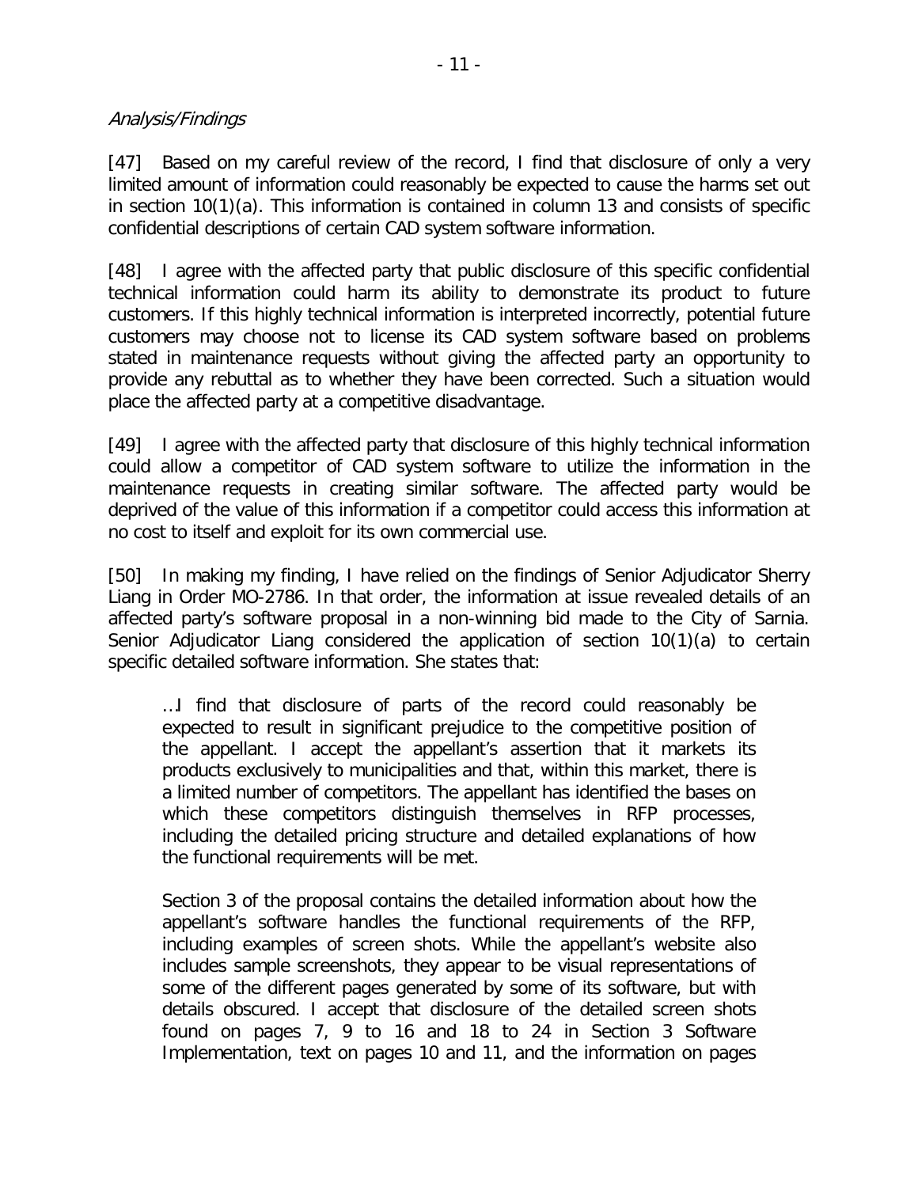*Analysis/Findings*

[47] Based on my careful review of the record, I find that disclosure of only a very limited amount of information could reasonably be expected to cause the harms set out in section 10(1)(a). This information is contained in column 13 and consists of specific confidential descriptions of certain CAD system software information.

[48] I agree with the affected party that public disclosure of this specific confidential technical information could harm its ability to demonstrate its product to future customers. If this highly technical information is interpreted incorrectly, potential future customers may choose not to license its CAD system software based on problems stated in maintenance requests without giving the affected party an opportunity to provide any rebuttal as to whether they have been corrected. Such a situation would place the affected party at a competitive disadvantage.

[49] I agree with the affected party that disclosure of this highly technical information could allow a competitor of CAD system software to utilize the information in the maintenance requests in creating similar software. The affected party would be deprived of the value of this information if a competitor could access this information at no cost to itself and exploit for its own commercial use.

[50] In making my finding, I have relied on the findings of Senior Adjudicator Sherry Liang in Order MO-2786. In that order, the information at issue revealed details of an affected party's software proposal in a non-winning bid made to the City of Sarnia. Senior Adjudicator Liang considered the application of section 10(1)(a) to certain specific detailed software information. She states that:

> …I find that disclosure of parts of the record could reasonably be expected to result in significant prejudice to the competitive position of the appellant. I accept the appellant's assertion that it markets its products exclusively to municipalities and that, within this market, there is a limited number of competitors. The appellant has identified the bases on which these competitors distinguish themselves in RFP processes, including the detailed pricing structure and detailed explanations of how the functional requirements will be met.
>
> Section 3 of the proposal contains the detailed information about how the appellant's software handles the functional requirements of the RFP, including examples of screen shots. While the appellant's website also includes sample screenshots, they appear to be visual representations of some of the different pages generated by some of its software, but with details obscured. I accept that disclosure of the detailed screen shots found on pages 7, 9 to 16 and 18 to 24 in Section 3 Software Implementation, text on pages 10 and 11, and the information on pages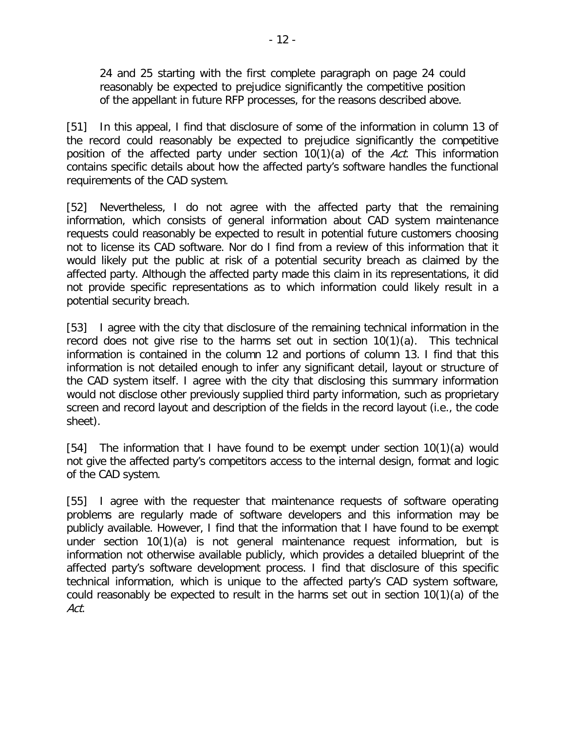24 and 25 starting with the first complete paragraph on page 24 could reasonably be expected to prejudice significantly the competitive position of the appellant in future RFP processes, for the reasons described above.

[51] In this appeal, I find that disclosure of some of the information in column 13 of the record could reasonably be expected to prejudice significantly the competitive position of the affected party under section 10(1)(a) of the *Act*. This information contains specific details about how the affected party's software handles the functional requirements of the CAD system.

[52] Nevertheless, I do not agree with the affected party that the remaining information, which consists of general information about CAD system maintenance requests could reasonably be expected to result in potential future customers choosing not to license its CAD software. Nor do I find from a review of this information that it would likely put the public at risk of a potential security breach as claimed by the affected party. Although the affected party made this claim in its representations, it did not provide specific representations as to which information could likely result in a potential security breach.

[53] I agree with the city that disclosure of the remaining technical information in the record does not give rise to the harms set out in section 10(1)(a). This technical information is contained in the column 12 and portions of column 13. I find that this information is not detailed enough to infer any significant detail, layout or structure of the CAD system itself. I agree with the city that disclosing this summary information would not disclose other previously supplied third party information, such as proprietary screen and record layout and description of the fields in the record layout (i.e., the code sheet).

[54] The information that I have found to be exempt under section 10(1)(a) would not give the affected party's competitors access to the internal design, format and logic of the CAD system.

[55] I agree with the requester that maintenance requests of software operating problems are regularly made of software developers and this information may be publicly available. However, I find that the information that I have found to be exempt under section 10(1)(a) is not general maintenance request information, but is information not otherwise available publicly, which provides a detailed blueprint of the affected party's software development process. I find that disclosure of this specific technical information, which is unique to the affected party's CAD system software, could reasonably be expected to result in the harms set out in section 10(1)(a) of the *Act*.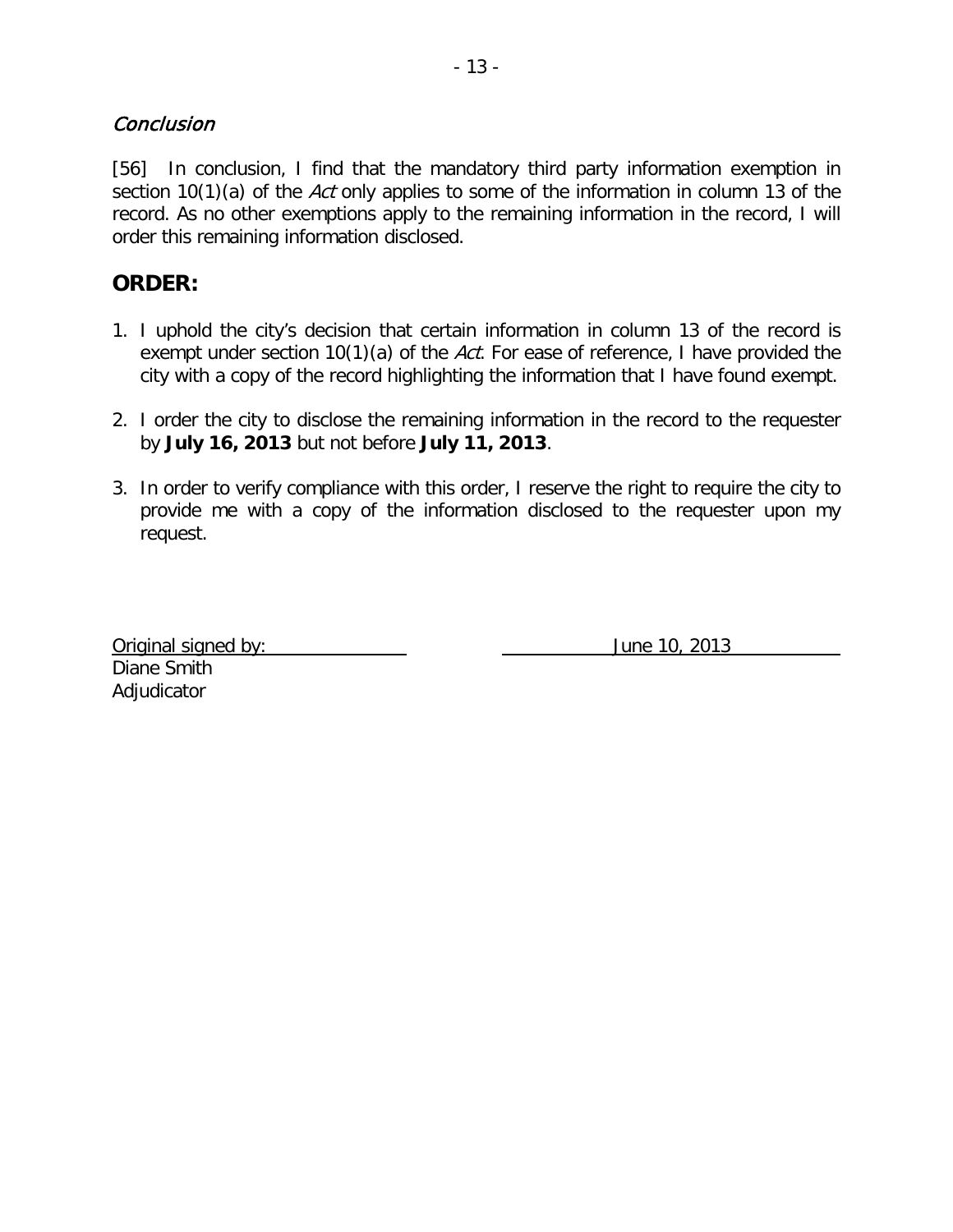### *Conclusion*

[56] In conclusion, I find that the mandatory third party information exemption in section 10(1)(a) of the *Act* only applies to some of the information in column 13 of the record. As no other exemptions apply to the remaining information in the record, I will order this remaining information disclosed.

## ORDER:

1. I uphold the city's decision that certain information in column 13 of the record is exempt under section 10(1)(a) of the *Act*. For ease of reference, I have provided the city with a copy of the record highlighting the information that I have found exempt.

2. I order the city to disclose the remaining information in the record to the requester by **July 16, 2013** but not before **July 11, 2013**.

3. In order to verify compliance with this order, I reserve the right to require the city to provide me with a copy of the information disclosed to the requester upon my request.

Original signed by: June 10, 2013
Diane Smith
Adjudicator